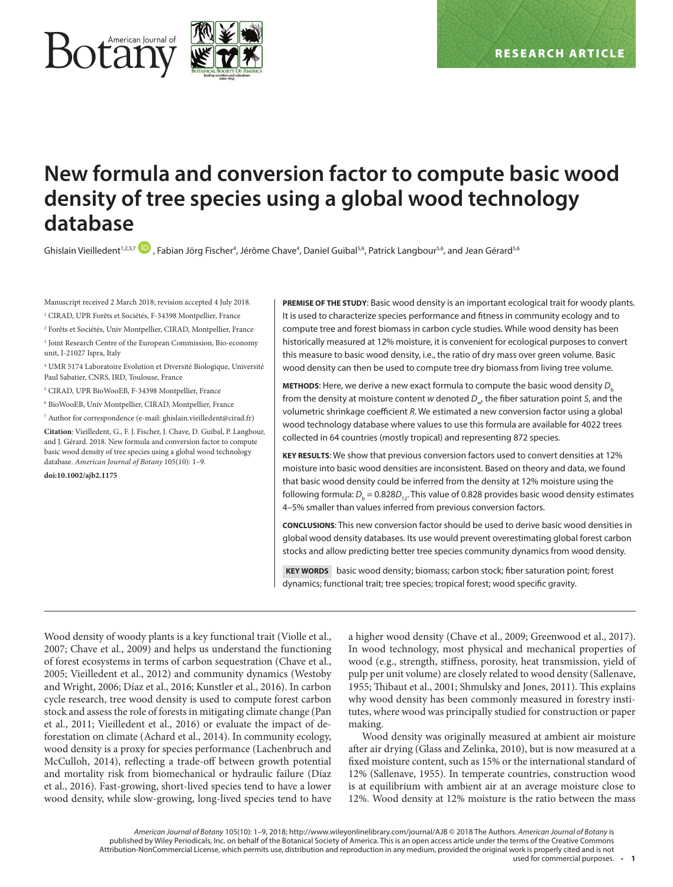# New formula and conversion factor to compute basic wood density of tree species using a global wood technology database

Ghislain Vieilledent[1,2,3,7], Fabian Jörg Fischer[4], Jérôme Chave[4], Daniel Guibal[5,6], Patrick Langbour[5,6], and Jean Gérard[5,6]

Manuscript received 2 March 2018; revision accepted 4 July 2018.

[1] CIRAD, UPR Forêts et Sociétés, F-34398 Montpellier, France

[2] Forêts et Sociétés, Univ Montpellier, CIRAD, Montpellier, France

[3] Joint Research Centre of the European Commission, Bio-economy unit, I-21027 Ispra, Italy

[4] UMR 5174 Laboratoire Evolution et Diversité Biologique, Université Paul Sabatier, CNRS, IRD, Toulouse, France

[5] CIRAD, UPR BioWooEB, F-34398 Montpellier, France

[6] BioWooEB, Univ Montpellier, CIRAD, Montpellier, France

[7] Author for correspondence (e-mail: ghislain.vieilledent@cirad.fr)

**Citation**: Vieilledent, G., F. J. Fischer, J. Chave, D. Guibal, P. Langbour, and J. Gérard. 2018. New formula and conversion factor to compute basic wood density of tree species using a global wood technology database. *American Journal of Botany* 105(10): 1–9.

**doi:10.1002/ajb2.1175**

**PREMISE OF THE STUDY**: Basic wood density is an important ecological trait for woody plants. It is used to characterize species performance and fitness in community ecology and to compute tree and forest biomass in carbon cycle studies. While wood density has been historically measured at 12% moisture, it is convenient for ecological purposes to convert this measure to basic wood density, i.e., the ratio of dry mass over green volume. Basic wood density can then be used to compute tree dry biomass from living tree volume.

**METHODS**: Here, we derive a new exact formula to compute the basic wood density $D_b$ from the density at moisture content $w$ denoted $D_w$, the fiber saturation point $S$, and the volumetric shrinkage coefficient $R$. We estimated a new conversion factor using a global wood technology database where values to use this formula are available for 4022 trees collected in 64 countries (mostly tropical) and representing 872 species.

**KEY RESULTS**: We show that previous conversion factors used to convert densities at 12% moisture into basic wood densities are inconsistent. Based on theory and data, we found that basic wood density could be inferred from the density at 12% moisture using the following formula: $D_b = 0.828D_{12}$. This value of 0.828 provides basic wood density estimates 4–5% smaller than values inferred from previous conversion factors.

**CONCLUSIONS**: This new conversion factor should be used to derive basic wood densities in global wood density databases. Its use would prevent overestimating global forest carbon stocks and allow predicting better tree species community dynamics from wood density.

**KEY WORDS** basic wood density; biomass; carbon stock; fiber saturation point; forest dynamics; functional trait; tree species; tropical forest; wood specific gravity.

Wood density of woody plants is a key functional trait (Violle et al., 2007; Chave et al., 2009) and helps us understand the functioning of forest ecosystems in terms of carbon sequestration (Chave et al., 2005; Vieilledent et al., 2012) and community dynamics (Westoby and Wright, 2006; Díaz et al., 2016; Kunstler et al., 2016). In carbon cycle research, tree wood density is used to compute forest carbon stock and assess the role of forests in mitigating climate change (Pan et al., 2011; Vieilledent et al., 2016) or evaluate the impact of deforestation on climate (Achard et al., 2014). In community ecology, wood density is a proxy for species performance (Lachenbruch and McCulloh, 2014), reflecting a trade-off between growth potential and mortality risk from biomechanical or hydraulic failure (Díaz et al., 2016). Fast-growing, short-lived species tend to have a lower wood density, while slow-growing, long-lived species tend to have a higher wood density (Chave et al., 2009; Greenwood et al., 2017). In wood technology, most physical and mechanical properties of wood (e.g., strength, stiffness, porosity, heat transmission, yield of pulp per unit volume) are closely related to wood density (Sallenave, 1955; Thibaut et al., 2001; Shmulsky and Jones, 2011). This explains why wood density has been commonly measured in forestry institutes, where wood was principally studied for construction or paper making.

Wood density was originally measured at ambient air moisture after air drying (Glass and Zelinka, 2010), but is now measured at a fixed moisture content, such as 15% or the international standard of 12% (Sallenave, 1955). In temperate countries, construction wood is at equilibrium with ambient air at an average moisture close to 12%. Wood density at 12% moisture is the ratio between the mass

*American Journal of Botany* 105(10): 1–9, 2018; http://www.wileyonlinelibrary.com/journal/AJB © 2018 The Authors. *American Journal of Botany* is published by Wiley Periodicals, Inc. on behalf of the Botanical Society of America. This is an open access article under the terms of the Creative Commons Attribution-NonCommercial License, which permits use, distribution and reproduction in any medium, provided the original work is properly cited and is not used for commercial purposes.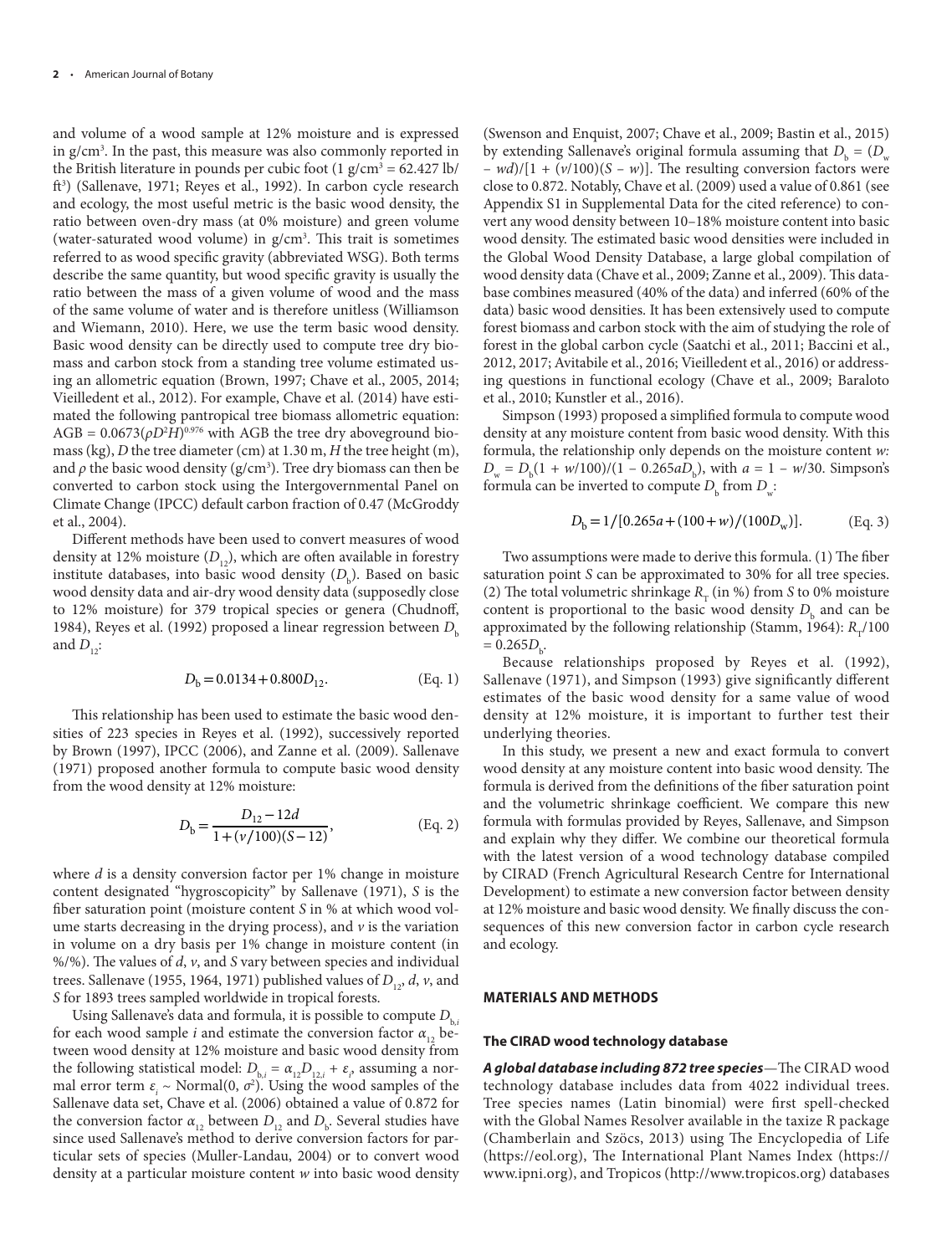and volume of a wood sample at 12% moisture and is expressed in g/cm$^3$. In the past, this measure was also commonly reported in the British literature in pounds per cubic foot (1 g/cm$^3$ = 62.427 lb/ft$^3$) (Sallenave, 1971; Reyes et al., 1992). In carbon cycle research and ecology, the most useful metric is the basic wood density, the ratio between oven-dry mass (at 0% moisture) and green volume (water-saturated wood volume) in g/cm$^3$. This trait is sometimes referred to as wood specific gravity (abbreviated WSG). Both terms describe the same quantity, but wood specific gravity is usually the ratio between the mass of a given volume of wood and the mass of the same volume of water and is therefore unitless (Williamson and Wiemann, 2010). Here, we use the term basic wood density. Basic wood density can be directly used to compute tree dry biomass and carbon stock from a standing tree volume estimated using an allometric equation (Brown, 1997; Chave et al., 2005, 2014; Vieilledent et al., 2012). For example, Chave et al. (2014) have estimated the following pantropical tree biomass allometric equation: $AGB = 0.0673(\rho D^2 H)^{0.976}$ with AGB the tree dry aboveground biomass (kg), $D$ the tree diameter (cm) at 1.30 m, $H$ the tree height (m), and $\rho$ the basic wood density (g/cm$^3$). Tree dry biomass can then be converted to carbon stock using the Intergovernmental Panel on Climate Change (IPCC) default carbon fraction of 0.47 (McGroddy et al., 2004).

Different methods have been used to convert measures of wood density at 12% moisture ($D_{12}$), which are often available in forestry institute databases, into basic wood density ($D_b$). Based on basic wood density data and air-dry wood density data (supposedly close to 12% moisture) for 379 tropical species or genera (Chudnoff, 1984), Reyes et al. (1992) proposed a linear regression between $D_b$ and $D_{12}$:

$$D_b = 0.0134 + 0.800 D_{12}. \qquad \text{(Eq. 1)}$$

This relationship has been used to estimate the basic wood densities of 223 species in Reyes et al. (1992), successively reported by Brown (1997), IPCC (2006), and Zanne et al. (2009). Sallenave (1971) proposed another formula to compute basic wood density from the wood density at 12% moisture:

$$D_b = \frac{D_{12} - 12d}{1 + (v/100)(S - 12)}, \qquad \text{(Eq. 2)}$$

where $d$ is a density conversion factor per 1% change in moisture content designated "hygroscopicity" by Sallenave (1971), $S$ is the fiber saturation point (moisture content $S$ in % at which wood volume starts decreasing in the drying process), and $v$ is the variation in volume on a dry basis per 1% change in moisture content (in %/%). The values of $d$, $v$, and $S$ vary between species and individual trees. Sallenave (1955, 1964, 1971) published values of $D_{12}$, $d$, $v$, and $S$ for 1893 trees sampled worldwide in tropical forests.

Using Sallenave's data and formula, it is possible to compute $D_{b,i}$ for each wood sample $i$ and estimate the conversion factor $\alpha_{12}$ between wood density at 12% moisture and basic wood density from the following statistical model: $D_{b,i} = \alpha_{12} D_{12,i} + \varepsilon_i$, assuming a normal error term $\varepsilon_i \sim \text{Normal}(0, \sigma^2)$. Using the wood samples of the Sallenave data set, Chave et al. (2006) obtained a value of 0.872 for the conversion factor $\alpha_{12}$ between $D_{12}$ and $D_b$. Several studies have since used Sallenave's method to derive conversion factors for particular sets of species (Muller-Landau, 2004) or to convert wood density at a particular moisture content $w$ into basic wood density (Swenson and Enquist, 2007; Chave et al., 2009; Bastin et al., 2015) by extending Sallenave's original formula assuming that $D_b = (D_w - wd)/[1 + (v/100)(S - w)]$. The resulting conversion factors were close to 0.872. Notably, Chave et al. (2009) used a value of 0.861 (see Appendix S1 in Supplemental Data for the cited reference) to convert any wood density between 10–18% moisture content into basic wood density. The estimated basic wood densities were included in the Global Wood Density Database, a large global compilation of wood density data (Chave et al., 2009; Zanne et al., 2009). This database combines measured (40% of the data) and inferred (60% of the data) basic wood densities. It has been extensively used to compute forest biomass and carbon stock with the aim of studying the role of forest in the global carbon cycle (Saatchi et al., 2011; Baccini et al., 2012, 2017; Avitabile et al., 2016; Vieilledent et al., 2016) or addressing questions in functional ecology (Chave et al., 2009; Baraloto et al., 2010; Kunstler et al., 2016).

Simpson (1993) proposed a simplified formula to compute wood density at any moisture content from basic wood density. With this formula, the relationship only depends on the moisture content $w$: $D_w = D_b(1 + w/100)/(1 - 0.265aD_b)$, with $a = 1 - w/30$. Simpson's formula can be inverted to compute $D_b$ from $D_w$:

$$D_b = 1/[0.265a + (100 + w)/(100 D_w)]. \qquad \text{(Eq. 3)}$$

Two assumptions were made to derive this formula. (1) The fiber saturation point $S$ can be approximated to 30% for all tree species. (2) The total volumetric shrinkage $R_T$ (in %) from $S$ to 0% moisture content is proportional to the basic wood density $D_b$ and can be approximated by the following relationship (Stamm, 1964): $R_T/100 = 0.265 D_b$.

Because relationships proposed by Reyes et al. (1992), Sallenave (1971), and Simpson (1993) give significantly different estimates of the basic wood density for a same value of wood density at 12% moisture, it is important to further test their underlying theories.

In this study, we present a new and exact formula to convert wood density at any moisture content into basic wood density. The formula is derived from the definitions of the fiber saturation point and the volumetric shrinkage coefficient. We compare this new formula with formulas provided by Reyes, Sallenave, and Simpson and explain why they differ. We combine our theoretical formula with the latest version of a wood technology database compiled by CIRAD (French Agricultural Research Centre for International Development) to estimate a new conversion factor between density at 12% moisture and basic wood density. We finally discuss the consequences of this new conversion factor in carbon cycle research and ecology.

## MATERIALS AND METHODS

### The CIRAD wood technology database

***A global database including 872 tree species***—The CIRAD wood technology database includes data from 4022 individual trees. Tree species names (Latin binomial) were first spell-checked with the Global Names Resolver available in the taxize R package (Chamberlain and Szöcs, 2013) using The Encyclopedia of Life (https://eol.org), The International Plant Names Index (https://www.ipni.org), and Tropicos (http://www.tropicos.org) databases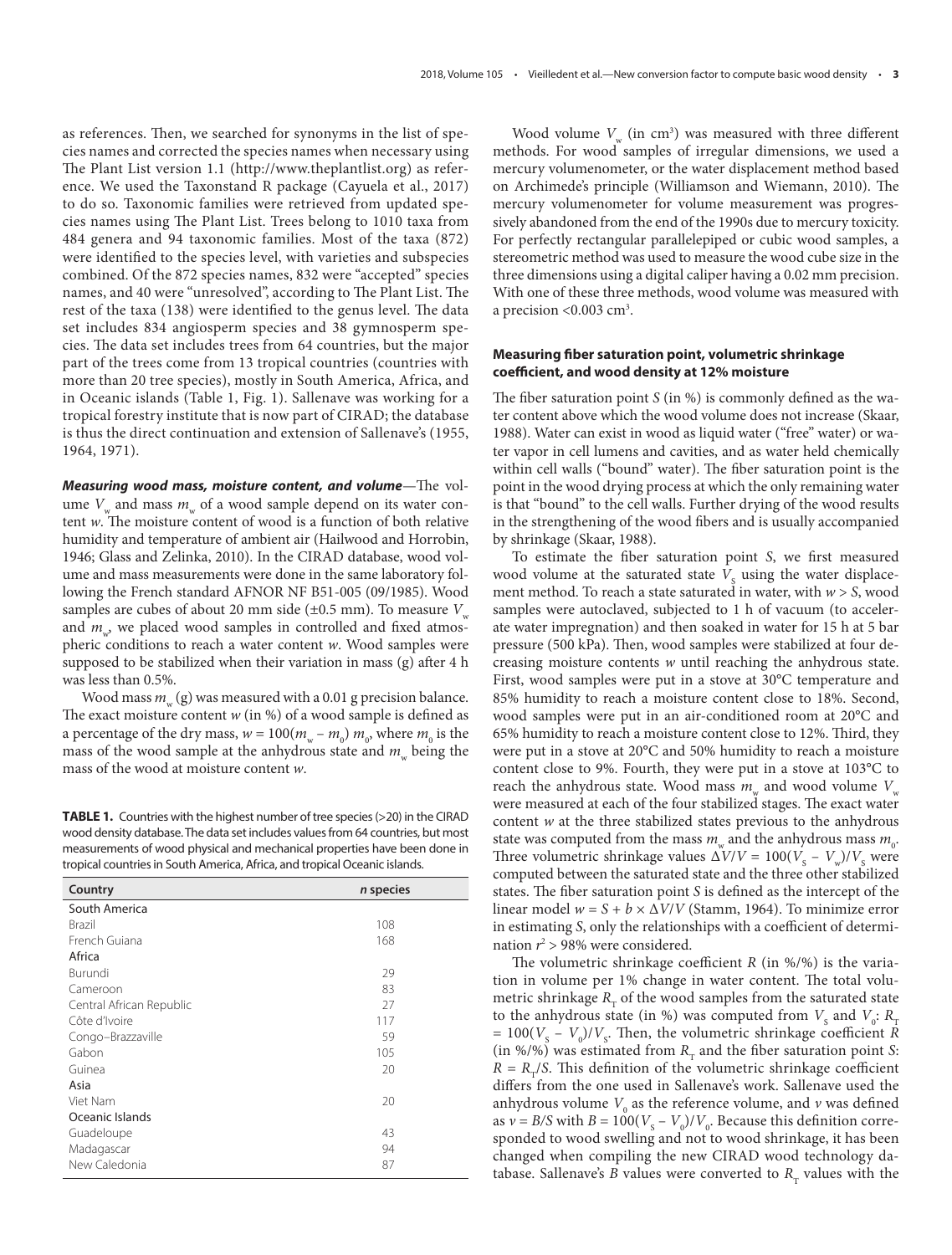as references. Then, we searched for synonyms in the list of species names and corrected the species names when necessary using The Plant List version 1.1 (http://www.theplantlist.org) as reference. We used the Taxonstand R package (Cayuela et al., 2017) to do so. Taxonomic families were retrieved from updated species names using The Plant List. Trees belong to 1010 taxa from 484 genera and 94 taxonomic families. Most of the taxa (872) were identified to the species level, with varieties and subspecies combined. Of the 872 species names, 832 were "accepted" species names, and 40 were "unresolved", according to The Plant List. The rest of the taxa (138) were identified to the genus level. The data set includes 834 angiosperm species and 38 gymnosperm species. The data set includes trees from 64 countries, but the major part of the trees come from 13 tropical countries (countries with more than 20 tree species), mostly in South America, Africa, and in Oceanic islands (Table 1, Fig. 1). Sallenave was working for a tropical forestry institute that is now part of CIRAD; the database is thus the direct continuation and extension of Sallenave's (1955, 1964, 1971).

***Measuring wood mass, moisture content, and volume***—The volume $V_w$ and mass $m_w$ of a wood sample depend on its water content $w$. The moisture content of wood is a function of both relative humidity and temperature of ambient air (Hailwood and Horrobin, 1946; Glass and Zelinka, 2010). In the CIRAD database, wood volume and mass measurements were done in the same laboratory following the French standard AFNOR NF B51-005 (09/1985). Wood samples are cubes of about 20 mm side (±0.5 mm). To measure $V_w$ and $m_w$, we placed wood samples in controlled and fixed atmospheric conditions to reach a water content $w$. Wood samples were supposed to be stabilized when their variation in mass (g) after 4 h was less than 0.5%.

Wood mass $m_w$ (g) was measured with a 0.01 g precision balance. The exact moisture content $w$ (in %) of a wood sample is defined as a percentage of the dry mass, $w = 100(m_w - m_0)\, m_0$, where $m_0$ is the mass of the wood sample at the anhydrous state and $m_w$ being the mass of the wood at moisture content $w$.

**TABLE 1.** Countries with the highest number of tree species (>20) in the CIRAD wood density database. The data set includes values from 64 countries, but most measurements of wood physical and mechanical properties have been done in tropical countries in South America, Africa, and tropical Oceanic islands.

| Country | *n* species |
|---|---|
| South America | |
| Brazil | 108 |
| French Guiana | 168 |
| Africa | |
| Burundi | 29 |
| Cameroon | 83 |
| Central African Republic | 27 |
| Côte d'Ivoire | 117 |
| Congo–Brazzaville | 59 |
| Gabon | 105 |
| Guinea | 20 |
| Asia | |
| Viet Nam | 20 |
| Oceanic Islands | |
| Guadeloupe | 43 |
| Madagascar | 94 |
| New Caledonia | 87 |

Wood volume $V_w$ (in cm$^3$) was measured with three different methods. For wood samples of irregular dimensions, we used a mercury volumenometer, or the water displacement method based on Archimede's principle (Williamson and Wiemann, 2010). The mercury volumenometer for volume measurement was progressively abandoned from the end of the 1990s due to mercury toxicity. For perfectly rectangular parallelepiped or cubic wood samples, a stereometric method was used to measure the wood cube size in the three dimensions using a digital caliper having a 0.02 mm precision. With one of these three methods, wood volume was measured with a precision <0.003 cm$^3$.

### Measuring fiber saturation point, volumetric shrinkage coefficient, and wood density at 12% moisture

The fiber saturation point $S$ (in %) is commonly defined as the water content above which the wood volume does not increase (Skaar, 1988). Water can exist in wood as liquid water ("free" water) or water vapor in cell lumens and cavities, and as water held chemically within cell walls ("bound" water). The fiber saturation point is the point in the wood drying process at which the only remaining water is that "bound" to the cell walls. Further drying of the wood results in the strengthening of the wood fibers and is usually accompanied by shrinkage (Skaar, 1988).

To estimate the fiber saturation point $S$, we first measured wood volume at the saturated state $V_S$ using the water displacement method. To reach a state saturated in water, with $w > S$, wood samples were autoclaved, subjected to 1 h of vacuum (to accelerate water impregnation) and then soaked in water for 15 h at 5 bar pressure (500 kPa). Then, wood samples were stabilized at four decreasing moisture contents $w$ until reaching the anhydrous state. First, wood samples were put in a stove at 30°C temperature and 85% humidity to reach a moisture content close to 18%. Second, wood samples were put in an air-conditioned room at 20°C and 65% humidity to reach a moisture content close to 12%. Third, they were put in a stove at 20°C and 50% humidity to reach a moisture content close to 9%. Fourth, they were put in a stove at 103°C to reach the anhydrous state. Wood mass $m_w$ and wood volume $V_w$ were measured at each of the four stabilized stages. The exact water content $w$ at the three stabilized states previous to the anhydrous state was computed from the mass $m_w$ and the anhydrous mass $m_0$. Three volumetric shrinkage values $\Delta V/V = 100(V_S - V_w)/V_S$ were computed between the saturated state and the three other stabilized states. The fiber saturation point $S$ is defined as the intercept of the linear model $w = S + b \times \Delta V/V$ (Stamm, 1964). To minimize error in estimating $S$, only the relationships with a coefficient of determination $r^2 > 98\%$ were considered.

The volumetric shrinkage coefficient $R$ (in %/%) is the variation in volume per 1% change in water content. The total volumetric shrinkage $R_T$ of the wood samples from the saturated state to the anhydrous state (in %) was computed from $V_S$ and $V_0$: $R_T = 100(V_S - V_0)/V_S$. Then, the volumetric shrinkage coefficient $R$ (in %/%) was estimated from $R_T$ and the fiber saturation point $S$: $R = R_T/S$. This definition of the volumetric shrinkage coefficient differs from the one used in Sallenave's work. Sallenave used the anhydrous volume $V_0$ as the reference volume, and $v$ was defined as $v = B/S$ with $B = 100(V_S - V_0)/V_0$. Because this definition corresponded to wood swelling and not to wood shrinkage, it has been changed when compiling the new CIRAD wood technology database. Sallenave's $B$ values were converted to $R_T$ values with the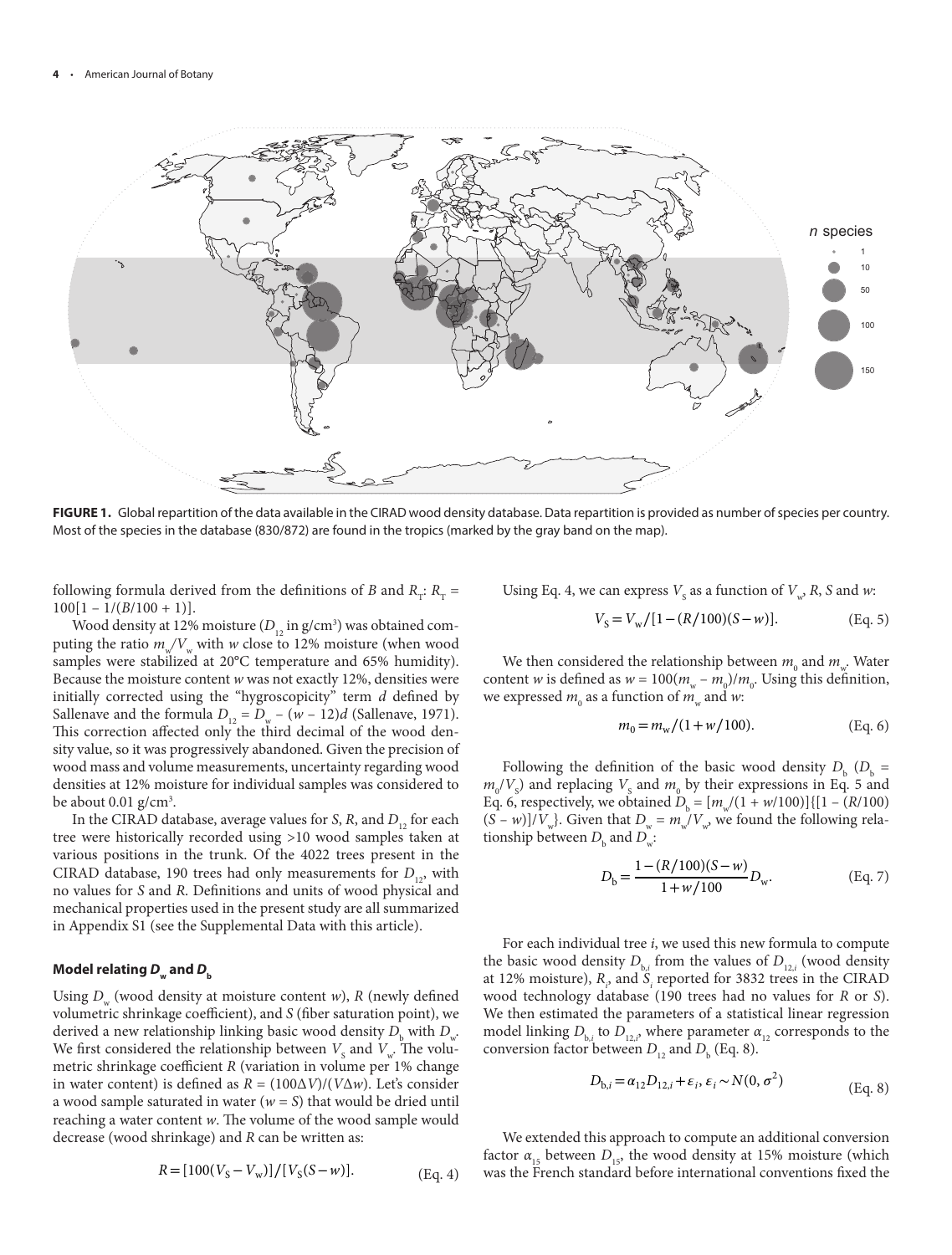**FIGURE 1.** Global repartition of the data available in the CIRAD wood density database. Data repartition is provided as number of species per country. Most of the species in the database (830/872) are found in the tropics (marked by the gray band on the map).

following formula derived from the definitions of $B$ and $R_T$: $R_T = 100[1 - 1/(B/100 + 1)]$.

Wood density at 12% moisture ($D_{12}$ in g/cm$^3$) was obtained computing the ratio $m_w/V_w$ with $w$ close to 12% moisture (when wood samples were stabilized at 20°C temperature and 65% humidity). Because the moisture content $w$ was not exactly 12%, densities were initially corrected using the "hygroscopicity" term $d$ defined by Sallenave and the formula $D_{12} = D_w - (w - 12)d$ (Sallenave, 1971). This correction affected only the third decimal of the wood density value, so it was progressively abandoned. Given the precision of wood mass and volume measurements, uncertainty regarding wood densities at 12% moisture for individual samples was considered to be about 0.01 g/cm$^3$.

In the CIRAD database, average values for $S$, $R$, and $D_{12}$ for each tree were historically recorded using >10 wood samples taken at various positions in the trunk. Of the 4022 trees present in the CIRAD database, 190 trees had only measurements for $D_{12}$, with no values for $S$ and $R$. Definitions and units of wood physical and mechanical properties used in the present study are all summarized in Appendix S1 (see the Supplemental Data with this article).

### Model relating $D_w$ and $D_b$

Using $D_w$ (wood density at moisture content $w$), $R$ (newly defined volumetric shrinkage coefficient), and $S$ (fiber saturation point), we derived a new relationship linking basic wood density $D_b$ with $D_w$. We first considered the relationship between $V_S$ and $V_w$. The volumetric shrinkage coefficient $R$ (variation in volume per 1% change in water content) is defined as $R = (100\Delta V)/(V\Delta w)$. Let's consider a wood sample saturated in water ($w = S$) that would be dried until reaching a water content $w$. The volume of the wood sample would decrease (wood shrinkage) and $R$ can be written as:

$$R = [100(V_S - V_w)]/[V_S(S - w)]. \quad \text{(Eq. 4)}$$

Using Eq. 4, we can express $V_S$ as a function of $V_w$, $R$, $S$ and $w$:

$$V_S = V_w/[1 - (R/100)(S - w)]. \quad \text{(Eq. 5)}$$

We then considered the relationship between $m_0$ and $m_w$. Water content $w$ is defined as $w = 100(m_w - m_0)/m_0$. Using this definition, we expressed $m_0$ as a function of $m_w$ and $w$:

$$m_0 = m_w/(1 + w/100). \quad \text{(Eq. 6)}$$

Following the definition of the basic wood density $D_b$ ($D_b = m_0/V_S$) and replacing $V_S$ and $m_0$ by their expressions in Eq. 5 and Eq. 6, respectively, we obtained $D_b = [m_w/(1 + w/100)]\{[1 - (R/100)(S - w)]/V_w\}$. Given that $D_w = m_w/V_w$, we found the following relationship between $D_b$ and $D_w$:

$$D_b = \frac{1 - (R/100)(S - w)}{1 + w/100} D_w. \quad \text{(Eq. 7)}$$

For each individual tree $i$, we used this new formula to compute the basic wood density $D_{b,i}$ from the values of $D_{12,i}$ (wood density at 12% moisture), $R_i$, and $S_i$ reported for 3832 trees in the CIRAD wood technology database (190 trees had no values for $R$ or $S$). We then estimated the parameters of a statistical linear regression model linking $D_{b,i}$ to $D_{12,i}$, where parameter $\alpha_{12}$ corresponds to the conversion factor between $D_{12}$ and $D_b$ (Eq. 8).

$$D_{b,i} = \alpha_{12} D_{12,i} + \varepsilon_i,\ \varepsilon_i \sim N(0, \sigma^2) \quad \text{(Eq. 8)}$$

We extended this approach to compute an additional conversion factor $\alpha_{15}$ between $D_{15}$, the wood density at 15% moisture (which was the French standard before international conventions fixed the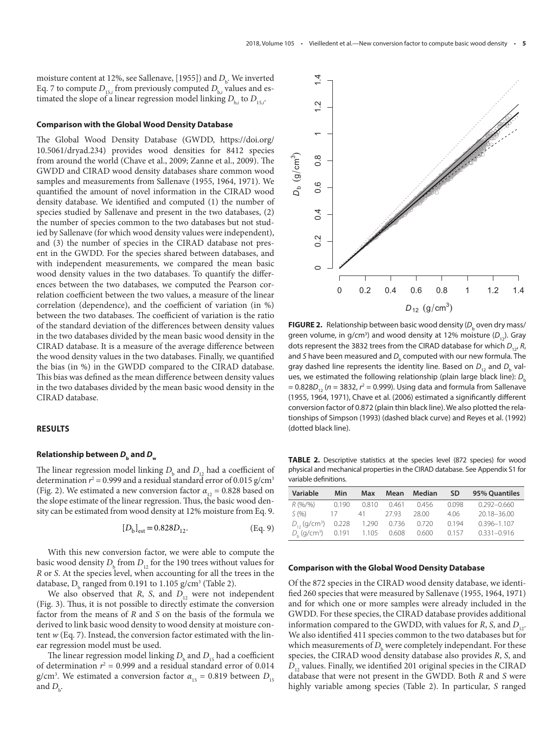moisture content at 12%, see Sallenave, [1955]) and $D_b$. We inverted Eq. 7 to compute $D_{15,i}$ from previously computed $D_{b,i}$ values and estimated the slope of a linear regression model linking $D_{b,i}$ to $D_{15,i}$.

### Comparison with the Global Wood Density Database

The Global Wood Density Database (GWDD, https://doi.org/10.5061/dryad.234) provides wood densities for 8412 species from around the world (Chave et al., 2009; Zanne et al., 2009). The GWDD and CIRAD wood density databases share common wood samples and measurements from Sallenave (1955, 1964, 1971). We quantified the amount of novel information in the CIRAD wood density database. We identified and computed (1) the number of species studied by Sallenave and present in the two databases, (2) the number of species common to the two databases but not studied by Sallenave (for which wood density values were independent), and (3) the number of species in the CIRAD database not present in the GWDD. For the species shared between databases, and with independent measurements, we compared the mean basic wood density values in the two databases. To quantify the differences between the two databases, we computed the Pearson correlation coefficient between the two values, a measure of the linear correlation (dependence), and the coefficient of variation (in %) between the two databases. The coefficient of variation is the ratio of the standard deviation of the differences between density values in the two databases divided by the mean basic wood density in the CIRAD database. It is a measure of the average difference between the wood density values in the two databases. Finally, we quantified the bias (in %) in the GWDD compared to the CIRAD database. This bias was defined as the mean difference between density values in the two databases divided by the mean basic wood density in the CIRAD database.

## RESULTS

### Relationship between $D_b$ and $D_w$

The linear regression model linking $D_b$ and $D_{12}$ had a coefficient of determination $r^2 = 0.999$ and a residual standard error of 0.015 g/cm³ (Fig. 2). We estimated a new conversion factor $\alpha_{12} = 0.828$ based on the slope estimate of the linear regression. Thus, the basic wood density can be estimated from wood density at 12% moisture from Eq. 9.

$$[D_b]_{est} = 0.828 D_{12}. \quad \text{(Eq. 9)}$$

With this new conversion factor, we were able to compute the basic wood density $D_b$ from $D_{12}$ for the 190 trees without values for *R* or *S*. At the species level, when accounting for all the trees in the database, $D_b$ ranged from 0.191 to 1.105 g/cm³ (Table 2).

We also observed that *R*, *S*, and $D_{12}$ were not independent (Fig. 3). Thus, it is not possible to directly estimate the conversion factor from the means of *R* and *S* on the basis of the formula we derived to link basic wood density to wood density at moisture content *w* (Eq. 7). Instead, the conversion factor estimated with the linear regression model must be used.

The linear regression model linking $D_b$ and $D_{15}$ had a coefficient of determination $r^2 = 0.999$ and a residual standard error of 0.014 g/cm³. We estimated a conversion factor $\alpha_{15} = 0.819$ between $D_{15}$ and $D_b$.

**FIGURE 2.** Relationship between basic wood density ($D_b$ oven dry mass/green volume, in g/cm³) and wood density at 12% moisture ($D_{12}$). Gray dots represent the 3832 trees from the CIRAD database for which $D_{12}$, *R*, and *S* have been measured and $D_b$ computed with our new formula. The gray dashed line represents the identity line. Based on $D_{12}$ and $D_b$ values, we estimated the following relationship (plain large black line): $D_b = 0.828D_{12}$ ($n = 3832$, $r^2 = 0.999$). Using data and formula from Sallenave (1955, 1964, 1971), Chave et al. (2006) estimated a significantly different conversion factor of 0.872 (plain thin black line). We also plotted the relationships of Simpson (1993) (dashed black curve) and Reyes et al. (1992) (dotted black line).

**TABLE 2.** Descriptive statistics at the species level (872 species) for wood physical and mechanical properties in the CIRAD database. See Appendix S1 for variable definitions.

| Variable | Min | Max | Mean | Median | SD | 95% Quantiles |
|---|---|---|---|---|---|---|
| *R* (%/%) | 0.190 | 0.810 | 0.461 | 0.456 | 0.098 | 0.292–0.660 |
| *S* (%) | 17 | 41 | 27.93 | 28.00 | 4.06 | 20.18–36.00 |
| $D_{12}$ (g/cm³) | 0.228 | 1.290 | 0.736 | 0.720 | 0.194 | 0.396–1.107 |
| $D_b$ (g/cm³) | 0.191 | 1.105 | 0.608 | 0.600 | 0.157 | 0.331–0.916 |

### Comparison with the Global Wood Density Database

Of the 872 species in the CIRAD wood density database, we identified 260 species that were measured by Sallenave (1955, 1964, 1971) and for which one or more samples were already included in the GWDD. For these species, the CIRAD database provides additional information compared to the GWDD, with values for *R*, *S*, and $D_{12}$. We also identified 411 species common to the two databases but for which measurements of $D_b$ were completely independant. For these species, the CIRAD wood density database also provides *R*, *S*, and $D_{12}$ values. Finally, we identified 201 original species in the CIRAD database that were not present in the GWDD. Both *R* and *S* were highly variable among species (Table 2). In particular, *S* ranged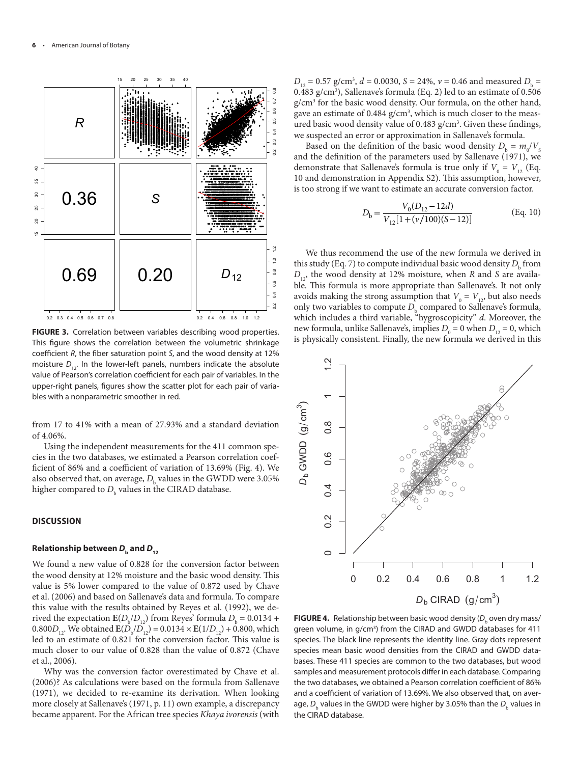**FIGURE 3.** Correlation between variables describing wood properties. This figure shows the correlation between the volumetric shrinkage coefficient $R$, the fiber saturation point $S$, and the wood density at 12% moisture $D_{12}$. In the lower-left panels, numbers indicate the absolute value of Pearson's correlation coefficient for each pair of variables. In the upper-right panels, figures show the scatter plot for each pair of variables with a nonparametric smoother in red.

from 17 to 41% with a mean of 27.93% and a standard deviation of 4.06%.

Using the independent measurements for the 411 common species in the two databases, we estimated a Pearson correlation coefficient of 86% and a coefficient of variation of 13.69% (Fig. 4). We also observed that, on average, $D_b$ values in the GWDD were 3.05% higher compared to $D_b$ values in the CIRAD database.

## DISCUSSION

### Relationship between $D_b$ and $D_{12}$

We found a new value of 0.828 for the conversion factor between the wood density at 12% moisture and the basic wood density. This value is 5% lower compared to the value of 0.872 used by Chave et al. (2006) and based on Sallenave's data and formula. To compare this value with the results obtained by Reyes et al. (1992), we derived the expectation $\mathbf{E}(D_b/D_{12})$ from Reyes' formula $D_b = 0.0134 + 0.800D_{12}$. We obtained $\mathbf{E}(D_b/D_{12}) = 0.0134 \times \mathbf{E}(1/D_{12}) + 0.800$, which led to an estimate of 0.821 for the conversion factor. This value is much closer to our value of 0.828 than the value of 0.872 (Chave et al., 2006).

Why was the conversion factor overestimated by Chave et al. (2006)? As calculations were based on the formula from Sallenave (1971), we decided to re-examine its derivation. When looking more closely at Sallenave's (1971, p. 11) own example, a discrepancy became apparent. For the African tree species *Khaya ivorensis* (with $D_{12} = 0.57$ g/cm$^3$, $d = 0.0030$, $S = 24\%$, $v = 0.46$ and measured $D_b = 0.483$ g/cm$^3$), Sallenave's formula (Eq. 2) led to an estimate of 0.506 g/cm$^3$ for the basic wood density. Our formula, on the other hand, gave an estimate of 0.484 g/cm$^3$, which is much closer to the measured basic wood density value of 0.483 g/cm$^3$. Given these findings, we suspected an error or approximation in Sallenave's formula.

Based on the definition of the basic wood density $D_b = m_0/V_S$ and the definition of the parameters used by Sallenave (1971), we demonstrate that Sallenave's formula is true only if $V_0 = V_{12}$ (Eq. 10 and demonstration in Appendix S2). This assumption, however, is too strong if we want to estimate an accurate conversion factor.

$$D_b = \frac{V_0(D_{12} - 12d)}{V_{12}[1 + (v/100)(S - 12)]} \qquad \text{(Eq. 10)}$$

We thus recommend the use of the new formula we derived in this study (Eq. 7) to compute individual basic wood density $D_b$ from $D_{12}$, the wood density at 12% moisture, when $R$ and $S$ are available. This formula is more appropriate than Sallenave's. It not only avoids making the strong assumption that $V_0 = V_{12}$, but also needs only two variables to compute $D_b$ compared to Sallenave's formula, which includes a third variable, "hygroscopicity" $d$. Moreover, the new formula, unlike Sallenave's, implies $D_0 = 0$ when $D_{12} = 0$, which is physically consistent. Finally, the new formula we derived in this

**FIGURE 4.** Relationship between basic wood density ($D_b$ oven dry mass/green volume, in g/cm$^3$) from the CIRAD and GWDD databases for 411 species. The black line represents the identity line. Gray dots represent species mean basic wood densities from the CIRAD and GWDD databases. These 411 species are common to the two databases, but wood samples and measurement protocols differ in each database. Comparing the two databases, we obtained a Pearson correlation coefficient of 86% and a coefficient of variation of 13.69%. We also observed that, on average, $D_b$ values in the GWDD were higher by 3.05% than the $D_b$ values in the CIRAD database.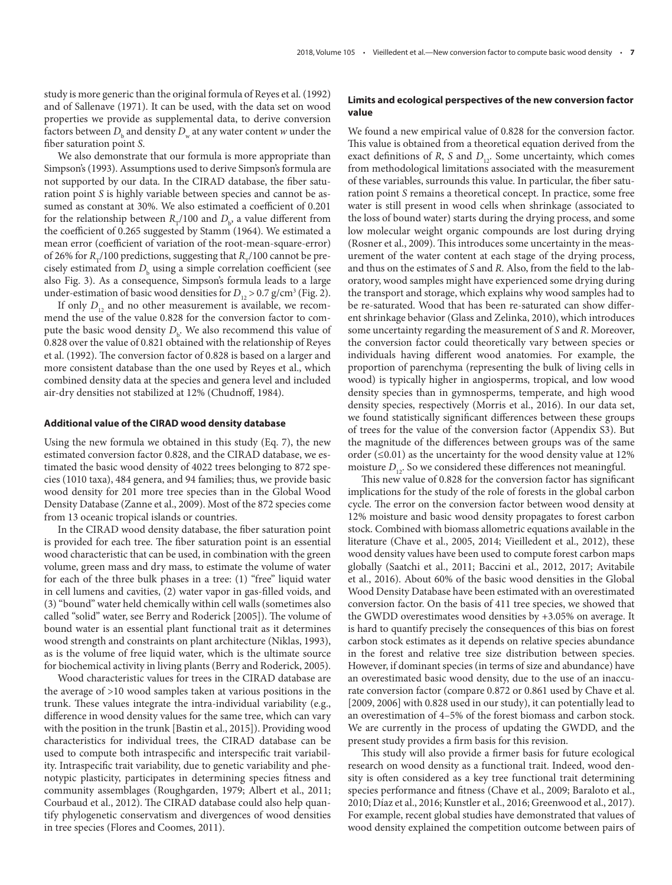study is more generic than the original formula of Reyes et al. (1992) and of Sallenave (1971). It can be used, with the data set on wood properties we provide as supplemental data, to derive conversion factors between $D_b$ and density $D_w$ at any water content $w$ under the fiber saturation point $S$.

We also demonstrate that our formula is more appropriate than Simpson's (1993). Assumptions used to derive Simpson's formula are not supported by our data. In the CIRAD database, the fiber saturation point $S$ is highly variable between species and cannot be assumed as constant at 30%. We also estimated a coefficient of 0.201 for the relationship between $R_T/100$ and $D_b$, a value different from the coefficient of 0.265 suggested by Stamm (1964). We estimated a mean error (coefficient of variation of the root-mean-square-error) of 26% for $R_T/100$ predictions, suggesting that $R_T/100$ cannot be precisely estimated from $D_b$ using a simple correlation coefficient (see also Fig. 3). As a consequence, Simpson's formula leads to a large under-estimation of basic wood densities for $D_{12} > 0.7$ g/cm$^3$ (Fig. 2).

If only $D_{12}$ and no other measurement is available, we recommend the use of the value 0.828 for the conversion factor to compute the basic wood density $D_b$. We also recommend this value of 0.828 over the value of 0.821 obtained with the relationship of Reyes et al. (1992). The conversion factor of 0.828 is based on a larger and more consistent database than the one used by Reyes et al., which combined density data at the species and genera level and included air-dry densities not stabilized at 12% (Chudnoff, 1984).

### Additional value of the CIRAD wood density database

Using the new formula we obtained in this study (Eq. 7), the new estimated conversion factor 0.828, and the CIRAD database, we estimated the basic wood density of 4022 trees belonging to 872 species (1010 taxa), 484 genera, and 94 families; thus, we provide basic wood density for 201 more tree species than in the Global Wood Density Database (Zanne et al., 2009). Most of the 872 species come from 13 oceanic tropical islands or countries.

In the CIRAD wood density database, the fiber saturation point is provided for each tree. The fiber saturation point is an essential wood characteristic that can be used, in combination with the green volume, green mass and dry mass, to estimate the volume of water for each of the three bulk phases in a tree: (1) "free" liquid water in cell lumens and cavities, (2) water vapor in gas-filled voids, and (3) "bound" water held chemically within cell walls (sometimes also called "solid" water, see Berry and Roderick [2005]). The volume of bound water is an essential plant functional trait as it determines wood strength and constraints on plant architecture (Niklas, 1993), as is the volume of free liquid water, which is the ultimate source for biochemical activity in living plants (Berry and Roderick, 2005).

Wood characteristic values for trees in the CIRAD database are the average of >10 wood samples taken at various positions in the trunk. These values integrate the intra-individual variability (e.g., difference in wood density values for the same tree, which can vary with the position in the trunk [Bastin et al., 2015]). Providing wood characteristics for individual trees, the CIRAD database can be used to compute both intraspecific and interspecific trait variability. Intraspecific trait variability, due to genetic variability and phenotypic plasticity, participates in determining species fitness and community assemblages (Roughgarden, 1979; Albert et al., 2011; Courbaud et al., 2012). The CIRAD database could also help quantify phylogenetic conservatism and divergences of wood densities in tree species (Flores and Coomes, 2011).

### Limits and ecological perspectives of the new conversion factor value

We found a new empirical value of 0.828 for the conversion factor. This value is obtained from a theoretical equation derived from the exact definitions of $R$, $S$ and $D_{12}$. Some uncertainty, which comes from methodological limitations associated with the measurement of these variables, surrounds this value. In particular, the fiber saturation point $S$ remains a theoretical concept. In practice, some free water is still present in wood cells when shrinkage (associated to the loss of bound water) starts during the drying process, and some low molecular weight organic compounds are lost during drying (Rosner et al., 2009). This introduces some uncertainty in the measurement of the water content at each stage of the drying process, and thus on the estimates of $S$ and $R$. Also, from the field to the laboratory, wood samples might have experienced some drying during the transport and storage, which explains why wood samples had to be re-saturated. Wood that has been re-saturated can show different shrinkage behavior (Glass and Zelinka, 2010), which introduces some uncertainty regarding the measurement of $S$ and $R$. Moreover, the conversion factor could theoretically vary between species or individuals having different wood anatomies. For example, the proportion of parenchyma (representing the bulk of living cells in wood) is typically higher in angiosperms, tropical, and low wood density species than in gymnosperms, temperate, and high wood density species, respectively (Morris et al., 2016). In our data set, we found statistically significant differences between these groups of trees for the value of the conversion factor (Appendix S3). But the magnitude of the differences between groups was of the same order ($\leq$0.01) as the uncertainty for the wood density value at 12% moisture $D_{12}$. So we considered these differences not meaningful.

This new value of 0.828 for the conversion factor has significant implications for the study of the role of forests in the global carbon cycle. The error on the conversion factor between wood density at 12% moisture and basic wood density propagates to forest carbon stock. Combined with biomass allometric equations available in the literature (Chave et al., 2005, 2014; Vieilledent et al., 2012), these wood density values have been used to compute forest carbon maps globally (Saatchi et al., 2011; Baccini et al., 2012, 2017; Avitabile et al., 2016). About 60% of the basic wood densities in the Global Wood Density Database have been estimated with an overestimated conversion factor. On the basis of 411 tree species, we showed that the GWDD overestimates wood densities by +3.05% on average. It is hard to quantify precisely the consequences of this bias on forest carbon stock estimates as it depends on relative species abundance in the forest and relative tree size distribution between species. However, if dominant species (in terms of size and abundance) have an overestimated basic wood density, due to the use of an inaccurate conversion factor (compare 0.872 or 0.861 used by Chave et al. [2009, 2006] with 0.828 used in our study), it can potentially lead to an overestimation of 4–5% of the forest biomass and carbon stock. We are currently in the process of updating the GWDD, and the present study provides a firm basis for this revision.

This study will also provide a firmer basis for future ecological research on wood density as a functional trait. Indeed, wood density is often considered as a key tree functional trait determining species performance and fitness (Chave et al., 2009; Baraloto et al., 2010; Díaz et al., 2016; Kunstler et al., 2016; Greenwood et al., 2017). For example, recent global studies have demonstrated that values of wood density explained the competition outcome between pairs of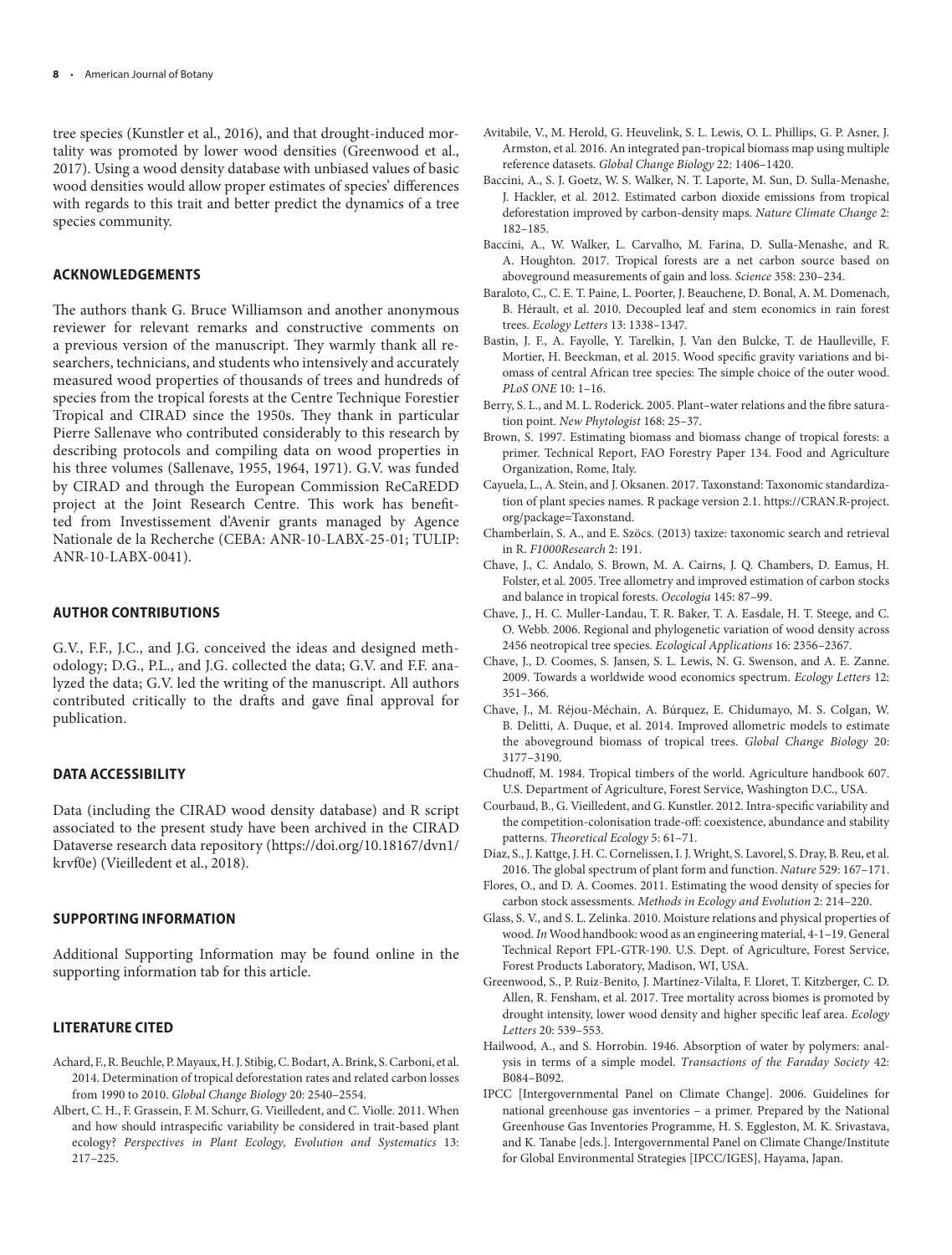tree species (Kunstler et al., 2016), and that drought-induced mortality was promoted by lower wood densities (Greenwood et al., 2017). Using a wood density database with unbiased values of basic wood densities would allow proper estimates of species' differences with regards to this trait and better predict the dynamics of a tree species community.

## ACKNOWLEDGEMENTS

The authors thank G. Bruce Williamson and another anonymous reviewer for relevant remarks and constructive comments on a previous version of the manuscript. They warmly thank all researchers, technicians, and students who intensively and accurately measured wood properties of thousands of trees and hundreds of species from the tropical forests at the Centre Technique Forestier Tropical and CIRAD since the 1950s. They thank in particular Pierre Sallenave who contributed considerably to this research by describing protocols and compiling data on wood properties in his three volumes (Sallenave, 1955, 1964, 1971). G.V. was funded by CIRAD and through the European Commission ReCaREDD project at the Joint Research Centre. This work has benefitted from Investissement d'Avenir grants managed by Agence Nationale de la Recherche (CEBA: ANR-10-LABX-25-01; TULIP: ANR-10-LABX-0041).

## AUTHOR CONTRIBUTIONS

G.V., F.F., J.C., and J.G. conceived the ideas and designed methodology; D.G., P.L., and J.G. collected the data; G.V. and F.F. analyzed the data; G.V. led the writing of the manuscript. All authors contributed critically to the drafts and gave final approval for publication.

## DATA ACCESSIBILITY

Data (including the CIRAD wood density database) and R script associated to the present study have been archived in the CIRAD Dataverse research data repository (https://doi.org/10.18167/dvn1/krvf0e) (Vieilledent et al., 2018).

## SUPPORTING INFORMATION

Additional Supporting Information may be found online in the supporting information tab for this article.

## LITERATURE CITED

Achard, F., R. Beuchle, P. Mayaux, H. J. Stibig, C. Bodart, A. Brink, S. Carboni, et al. 2014. Determination of tropical deforestation rates and related carbon losses from 1990 to 2010. *Global Change Biology* 20: 2540–2554.

Albert, C. H., F. Grassein, F. M. Schurr, G. Vieilledent, and C. Violle. 2011. When and how should intraspecific variability be considered in trait-based plant ecology? *Perspectives in Plant Ecology, Evolution and Systematics* 13: 217–225.

Avitabile, V., M. Herold, G. Heuvelink, S. L. Lewis, O. L. Phillips, G. P. Asner, J. Armston, et al. 2016. An integrated pan-tropical biomass map using multiple reference datasets. *Global Change Biology* 22: 1406–1420.

Baccini, A., S. J. Goetz, W. S. Walker, N. T. Laporte, M. Sun, D. Sulla-Menashe, J. Hackler, et al. 2012. Estimated carbon dioxide emissions from tropical deforestation improved by carbon-density maps. *Nature Climate Change* 2: 182–185.

Baccini, A., W. Walker, L. Carvalho, M. Farina, D. Sulla-Menashe, and R. A. Houghton. 2017. Tropical forests are a net carbon source based on aboveground measurements of gain and loss. *Science* 358: 230–234.

Baraloto, C., C. E. T. Paine, L. Poorter, J. Beauchene, D. Bonal, A. M. Domenach, B. Hérault, et al. 2010. Decoupled leaf and stem economics in rain forest trees. *Ecology Letters* 13: 1338–1347.

Bastin, J. F., A. Fayolle, Y. Tarelkin, J. Van den Bulcke, T. de Haulleville, F. Mortier, H. Beeckman, et al. 2015. Wood specific gravity variations and biomass of central African tree species: The simple choice of the outer wood. *PLoS ONE* 10: 1–16.

Berry, S. L., and M. L. Roderick. 2005. Plant–water relations and the fibre saturation point. *New Phytologist* 168: 25–37.

Brown, S. 1997. Estimating biomass and biomass change of tropical forests: a primer. Technical Report, FAO Forestry Paper 134. Food and Agriculture Organization, Rome, Italy.

Cayuela, L., A. Stein, and J. Oksanen. 2017. Taxonstand: Taxonomic standardization of plant species names. R package version 2.1. https://CRAN.R-project.org/package=Taxonstand.

Chamberlain, S. A., and E. Szöcs. (2013) taxize: taxonomic search and retrieval in R. *F1000Research* 2: 191.

Chave, J., C. Andalo, S. Brown, M. A. Cairns, J. Q. Chambers, D. Eamus, H. Folster, et al. 2005. Tree allometry and improved estimation of carbon stocks and balance in tropical forests. *Oecologia* 145: 87–99.

Chave, J., H. C. Muller-Landau, T. R. Baker, T. A. Easdale, H. T. Steege, and C. O. Webb. 2006. Regional and phylogenetic variation of wood density across 2456 neotropical tree species. *Ecological Applications* 16: 2356–2367.

Chave, J., D. Coomes, S. Jansen, S. L. Lewis, N. G. Swenson, and A. E. Zanne. 2009. Towards a worldwide wood economics spectrum. *Ecology Letters* 12: 351–366.

Chave, J., M. Réjou-Méchain, A. Búrquez, E. Chidumayo, M. S. Colgan, W. B. Delitti, A. Duque, et al. 2014. Improved allometric models to estimate the aboveground biomass of tropical trees. *Global Change Biology* 20: 3177–3190.

Chudnoff, M. 1984. Tropical timbers of the world. Agriculture handbook 607. U.S. Department of Agriculture, Forest Service, Washington D.C., USA.

Courbaud, B., G. Vieilledent, and G. Kunstler. 2012. Intra-specific variability and the competition-colonisation trade-off: coexistence, abundance and stability patterns. *Theoretical Ecology* 5: 61–71.

Díaz, S., J. Kattge, J. H. C. Cornelissen, I. J. Wright, S. Lavorel, S. Dray, B. Reu, et al. 2016. The global spectrum of plant form and function. *Nature* 529: 167–171.

Flores, O., and D. A. Coomes. 2011. Estimating the wood density of species for carbon stock assessments. *Methods in Ecology and Evolution* 2: 214–220.

Glass, S. V., and S. L. Zelinka. 2010. Moisture relations and physical properties of wood. *In* Wood handbook: wood as an engineering material, 4-1–19. General Technical Report FPL-GTR-190. U.S. Dept. of Agriculture, Forest Service, Forest Products Laboratory, Madison, WI, USA.

Greenwood, S., P. Ruiz-Benito, J. Martínez-Vilalta, F. Lloret, T. Kitzberger, C. D. Allen, R. Fensham, et al. 2017. Tree mortality across biomes is promoted by drought intensity, lower wood density and higher specific leaf area. *Ecology Letters* 20: 539–553.

Hailwood, A., and S. Horrobin. 1946. Absorption of water by polymers: analysis in terms of a simple model. *Transactions of the Faraday Society* 42: B084–B092.

IPCC [Intergovernmental Panel on Climate Change]. 2006. Guidelines for national greenhouse gas inventories – a primer. Prepared by the National Greenhouse Gas Inventories Programme, H. S. Eggleston, M. K. Srivastava, and K. Tanabe [eds.]. Intergovernmental Panel on Climate Change/Institute for Global Environmental Strategies [IPCC/IGES], Hayama, Japan.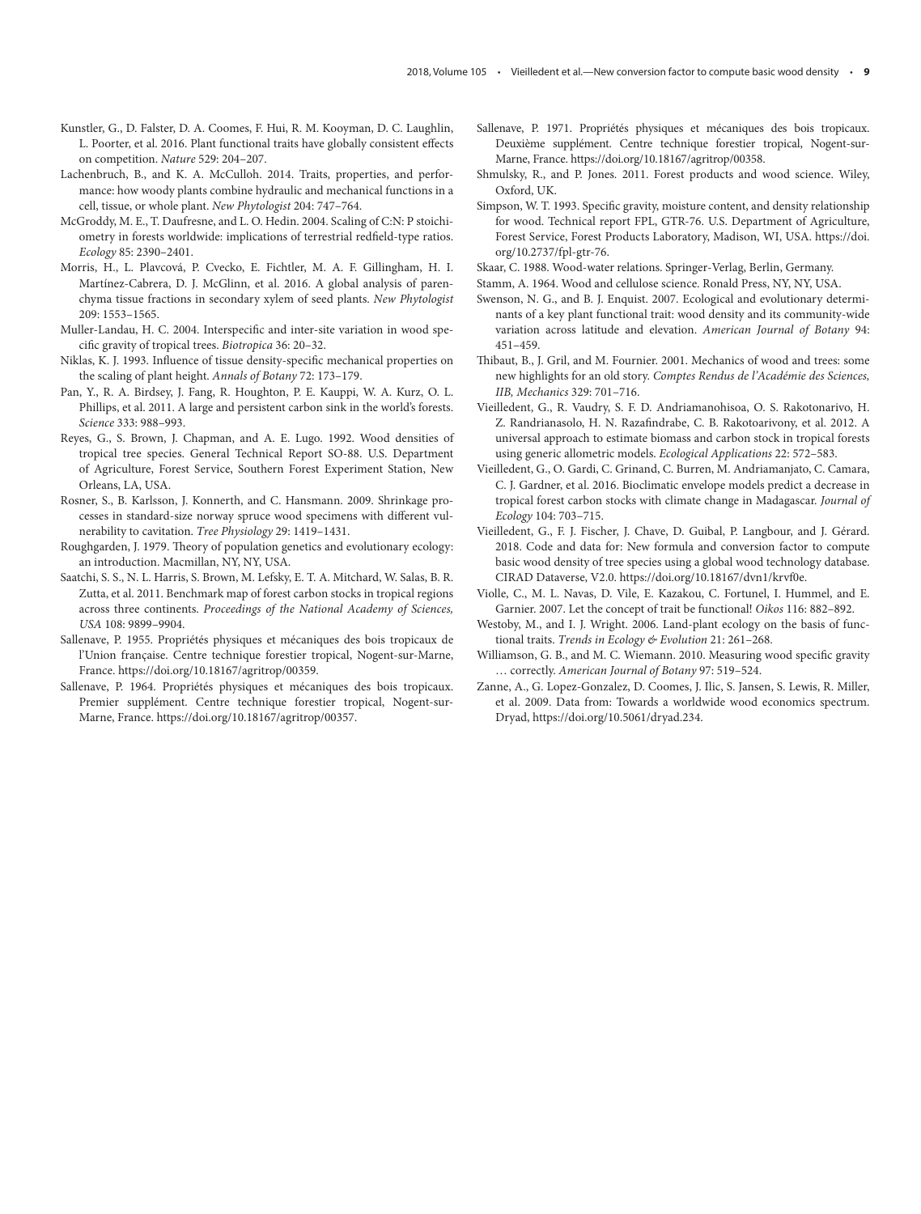Kunstler, G., D. Falster, D. A. Coomes, F. Hui, R. M. Kooyman, D. C. Laughlin, L. Poorter, et al. 2016. Plant functional traits have globally consistent effects on competition. *Nature* 529: 204–207.

Lachenbruch, B., and K. A. McCulloh. 2014. Traits, properties, and performance: how woody plants combine hydraulic and mechanical functions in a cell, tissue, or whole plant. *New Phytologist* 204: 747–764.

McGroddy, M. E., T. Daufresne, and L. O. Hedin. 2004. Scaling of C:N: P stoichiometry in forests worldwide: implications of terrestrial redfield-type ratios. *Ecology* 85: 2390–2401.

Morris, H., L. Plavcová, P. Cvecko, E. Fichtler, M. A. F. Gillingham, H. I. Martínez-Cabrera, D. J. McGlinn, et al. 2016. A global analysis of parenchyma tissue fractions in secondary xylem of seed plants. *New Phytologist* 209: 1553–1565.

Muller-Landau, H. C. 2004. Interspecific and inter-site variation in wood specific gravity of tropical trees. *Biotropica* 36: 20–32.

Niklas, K. J. 1993. Influence of tissue density-specific mechanical properties on the scaling of plant height. *Annals of Botany* 72: 173–179.

Pan, Y., R. A. Birdsey, J. Fang, R. Houghton, P. E. Kauppi, W. A. Kurz, O. L. Phillips, et al. 2011. A large and persistent carbon sink in the world's forests. *Science* 333: 988–993.

Reyes, G., S. Brown, J. Chapman, and A. E. Lugo. 1992. Wood densities of tropical tree species. General Technical Report SO-88. U.S. Department of Agriculture, Forest Service, Southern Forest Experiment Station, New Orleans, LA, USA.

Rosner, S., B. Karlsson, J. Konnerth, and C. Hansmann. 2009. Shrinkage processes in standard-size norway spruce wood specimens with different vulnerability to cavitation. *Tree Physiology* 29: 1419–1431.

Roughgarden, J. 1979. Theory of population genetics and evolutionary ecology: an introduction. Macmillan, NY, NY, USA.

Saatchi, S. S., N. L. Harris, S. Brown, M. Lefsky, E. T. A. Mitchard, W. Salas, B. R. Zutta, et al. 2011. Benchmark map of forest carbon stocks in tropical regions across three continents. *Proceedings of the National Academy of Sciences, USA* 108: 9899–9904.

Sallenave, P. 1955. Propriétés physiques et mécaniques des bois tropicaux de l'Union française. Centre technique forestier tropical, Nogent-sur-Marne, France. https://doi.org/10.18167/agritrop/00359.

Sallenave, P. 1964. Propriétés physiques et mécaniques des bois tropicaux. Premier supplément. Centre technique forestier tropical, Nogent-sur-Marne, France. https://doi.org/10.18167/agritrop/00357.

Sallenave, P. 1971. Propriétés physiques et mécaniques des bois tropicaux. Deuxième supplément. Centre technique forestier tropical, Nogent-sur-Marne, France. https://doi.org/10.18167/agritrop/00358.

Shmulsky, R., and P. Jones. 2011. Forest products and wood science. Wiley, Oxford, UK.

Simpson, W. T. 1993. Specific gravity, moisture content, and density relationship for wood. Technical report FPL, GTR-76. U.S. Department of Agriculture, Forest Service, Forest Products Laboratory, Madison, WI, USA. https://doi.org/10.2737/fpl-gtr-76.

Skaar, C. 1988. Wood-water relations. Springer-Verlag, Berlin, Germany.

Stamm, A. 1964. Wood and cellulose science. Ronald Press, NY, NY, USA.

Swenson, N. G., and B. J. Enquist. 2007. Ecological and evolutionary determinants of a key plant functional trait: wood density and its community-wide variation across latitude and elevation. *American Journal of Botany* 94: 451–459.

Thibaut, B., J. Gril, and M. Fournier. 2001. Mechanics of wood and trees: some new highlights for an old story. *Comptes Rendus de l'Académie des Sciences, IIB, Mechanics* 329: 701–716.

Vieilledent, G., R. Vaudry, S. F. D. Andriamanohisoa, O. S. Rakotonarivo, H. Z. Randrianasolo, H. N. Razafindrabe, C. B. Rakotoarivony, et al. 2012. A universal approach to estimate biomass and carbon stock in tropical forests using generic allometric models. *Ecological Applications* 22: 572–583.

Vieilledent, G., O. Gardi, C. Grinand, C. Burren, M. Andriamanjato, C. Camara, C. J. Gardner, et al. 2016. Bioclimatic envelope models predict a decrease in tropical forest carbon stocks with climate change in Madagascar. *Journal of Ecology* 104: 703–715.

Vieilledent, G., F. J. Fischer, J. Chave, D. Guibal, P. Langbour, and J. Gérard. 2018. Code and data for: New formula and conversion factor to compute basic wood density of tree species using a global wood technology database. CIRAD Dataverse, V2.0. https://doi.org/10.18167/dvn1/krvf0e.

Violle, C., M. L. Navas, D. Vile, E. Kazakou, C. Fortunel, I. Hummel, and E. Garnier. 2007. Let the concept of trait be functional! *Oikos* 116: 882–892.

Westoby, M., and I. J. Wright. 2006. Land-plant ecology on the basis of functional traits. *Trends in Ecology & Evolution* 21: 261–268.

Williamson, G. B., and M. C. Wiemann. 2010. Measuring wood specific gravity … correctly. *American Journal of Botany* 97: 519–524.

Zanne, A., G. Lopez-Gonzalez, D. Coomes, J. Ilic, S. Jansen, S. Lewis, R. Miller, et al. 2009. Data from: Towards a worldwide wood economics spectrum. Dryad, https://doi.org/10.5061/dryad.234.